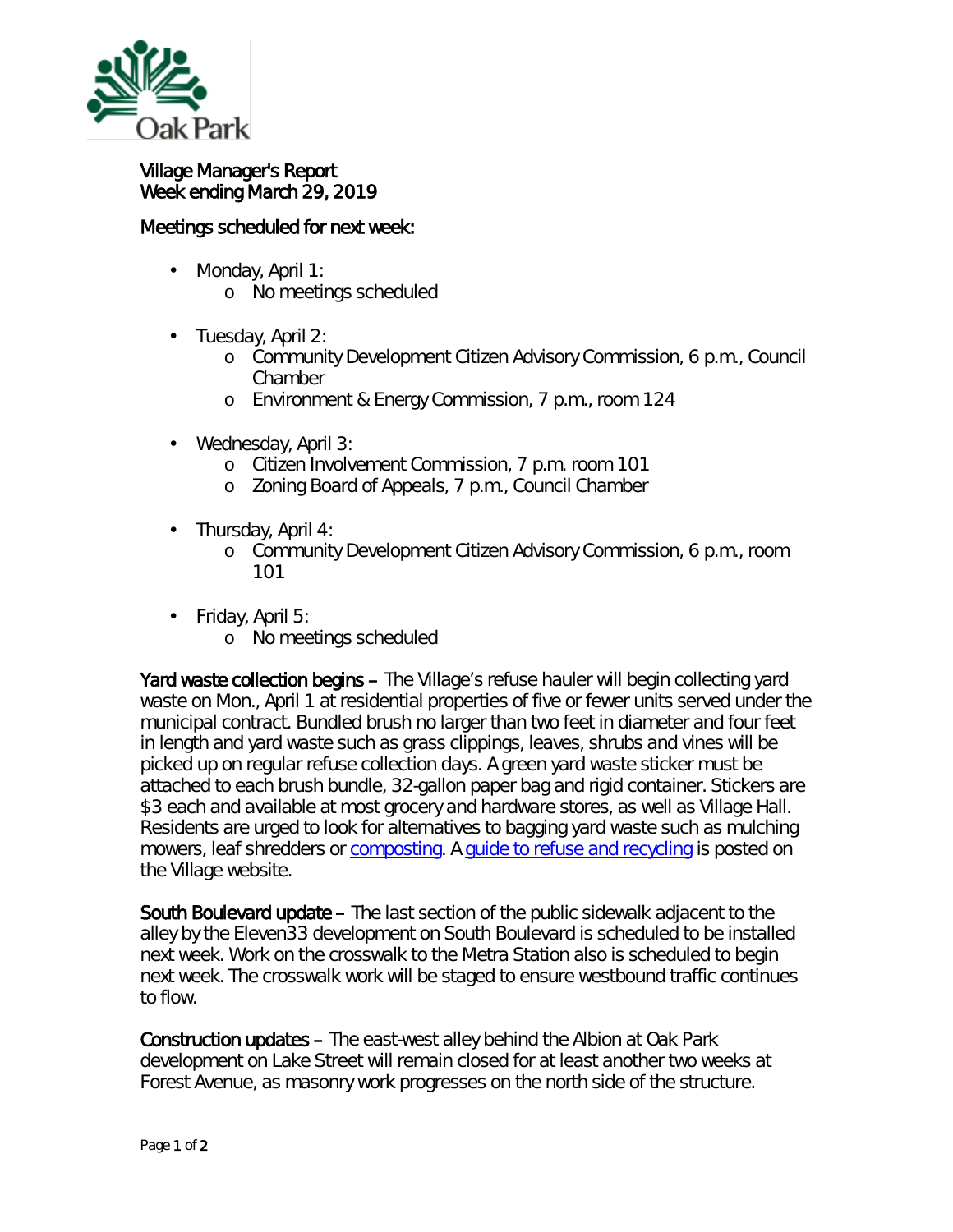Village Manager's Report
Week ending March 29, 2019

Meetings scheduled for next week:

- Monday, April 1:
  - No meetings scheduled
- Tuesday, April 2:
  - Community Development Citizen Advisory Commission, 6 p.m., Council Chamber
  - Environment & Energy Commission, 7 p.m., room 124
- Wednesday, April 3:
  - Citizen Involvement Commission, 7 p.m. room 101
  - Zoning Board of Appeals, 7 p.m., Council Chamber
- Thursday, April 4:
  - Community Development Citizen Advisory Commission, 6 p.m., room 101
- Friday, April 5:
  - No meetings scheduled

**Yard waste collection begins –** The Village's refuse hauler will begin collecting yard waste on Mon., April 1 at residential properties of five or fewer units served under the municipal contract. Bundled brush no larger than two feet in diameter and four feet in length and yard waste such as grass clippings, leaves, shrubs and vines will be picked up on regular refuse collection days. A green yard waste sticker must be attached to each brush bundle, 32-gallon paper bag and rigid container. Stickers are $3 each and available at most grocery and hardware stores, as well as Village Hall. Residents are urged to look for alternatives to bagging yard waste such as mulching mowers, leaf shredders or composting. A guide to refuse and recycling is posted on the Village website.

**South Boulevard update –** The last section of the public sidewalk adjacent to the alley by the Eleven33 development on South Boulevard is scheduled to be installed next week. Work on the crosswalk to the Metra Station also is scheduled to begin next week. The crosswalk work will be staged to ensure westbound traffic continues to flow.

**Construction updates –** The east-west alley behind the Albion at Oak Park development on Lake Street will remain closed for at least another two weeks at Forest Avenue, as masonry work progresses on the north side of the structure.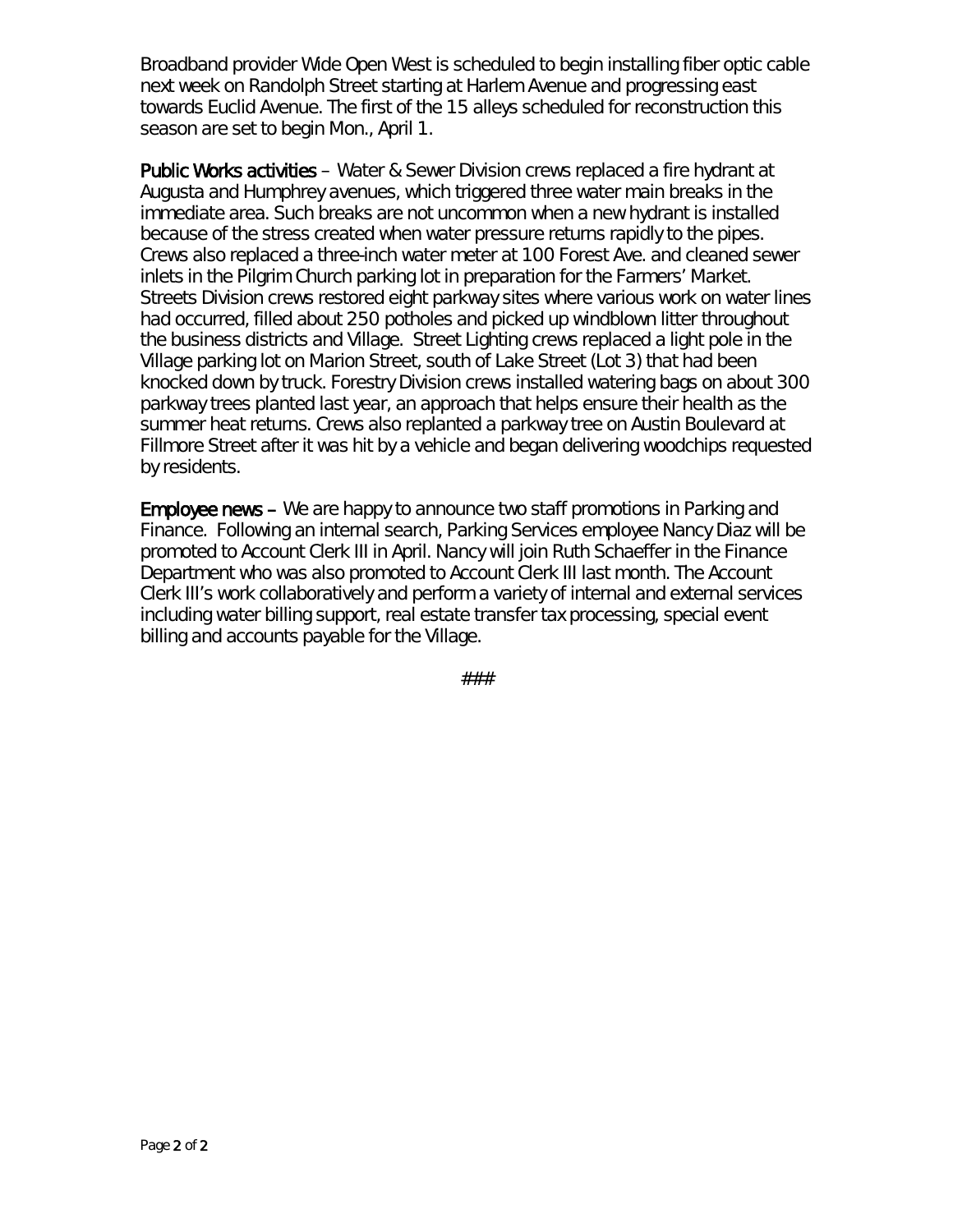Broadband provider Wide Open West is scheduled to begin installing fiber optic cable next week on Randolph Street starting at Harlem Avenue and progressing east towards Euclid Avenue. The first of the 15 alleys scheduled for reconstruction this season are set to begin Mon., April 1.

**Public Works activities** – Water & Sewer Division crews replaced a fire hydrant at Augusta and Humphrey avenues, which triggered three water main breaks in the immediate area. Such breaks are not uncommon when a new hydrant is installed because of the stress created when water pressure returns rapidly to the pipes. Crews also replaced a three-inch water meter at 100 Forest Ave. and cleaned sewer inlets in the Pilgrim Church parking lot in preparation for the Farmers' Market. Streets Division crews restored eight parkway sites where various work on water lines had occurred, filled about 250 potholes and picked up windblown litter throughout the business districts and Village. Street Lighting crews replaced a light pole in the Village parking lot on Marion Street, south of Lake Street (Lot 3) that had been knocked down by truck. Forestry Division crews installed watering bags on about 300 parkway trees planted last year, an approach that helps ensure their health as the summer heat returns. Crews also replanted a parkway tree on Austin Boulevard at Fillmore Street after it was hit by a vehicle and began delivering woodchips requested by residents.

**Employee news** – We are happy to announce two staff promotions in Parking and Finance. Following an internal search, Parking Services employee Nancy Diaz will be promoted to Account Clerk III in April. Nancy will join Ruth Schaeffer in the Finance Department who was also promoted to Account Clerk III last month. The Account Clerk III's work collaboratively and perform a variety of internal and external services including water billing support, real estate transfer tax processing, special event billing and accounts payable for the Village.

###